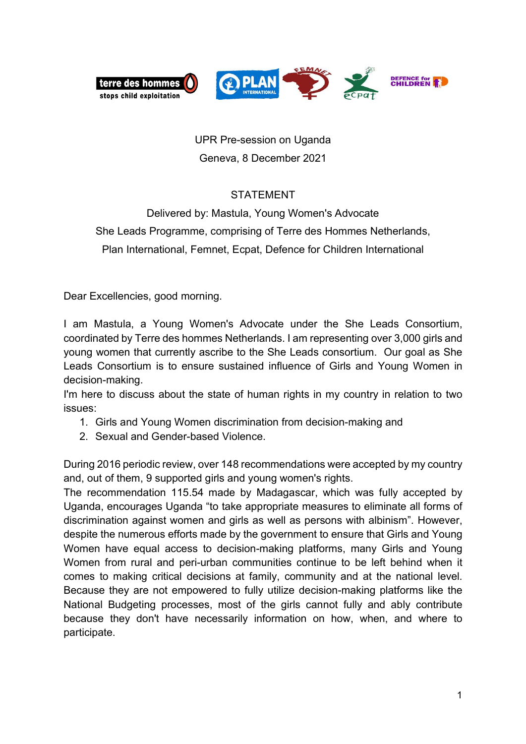UPR Pre-session on Uganda

Geneva, 8 December 2021

STATEMENT

Delivered by: Mastula, Young Women's Advocate

She Leads Programme, comprising of Terre des Hommes Netherlands, Plan International, Femnet, Ecpat, Defence for Children International

Dear Excellencies, good morning.

I am Mastula, a Young Women's Advocate under the She Leads Consortium, coordinated by Terre des hommes Netherlands. I am representing over 3,000 girls and young women that currently ascribe to the She Leads consortium. Our goal as She Leads Consortium is to ensure sustained influence of Girls and Young Women in decision-making.

I'm here to discuss about the state of human rights in my country in relation to two issues:

1. Girls and Young Women discrimination from decision-making and
2. Sexual and Gender-based Violence.

During 2016 periodic review, over 148 recommendations were accepted by my country and, out of them, 9 supported girls and young women's rights.

The recommendation 115.54 made by Madagascar, which was fully accepted by Uganda, encourages Uganda "to take appropriate measures to eliminate all forms of discrimination against women and girls as well as persons with albinism". However, despite the numerous efforts made by the government to ensure that Girls and Young Women have equal access to decision-making platforms, many Girls and Young Women from rural and peri-urban communities continue to be left behind when it comes to making critical decisions at family, community and at the national level. Because they are not empowered to fully utilize decision-making platforms like the National Budgeting processes, most of the girls cannot fully and ably contribute because they don't have necessarily information on how, when, and where to participate.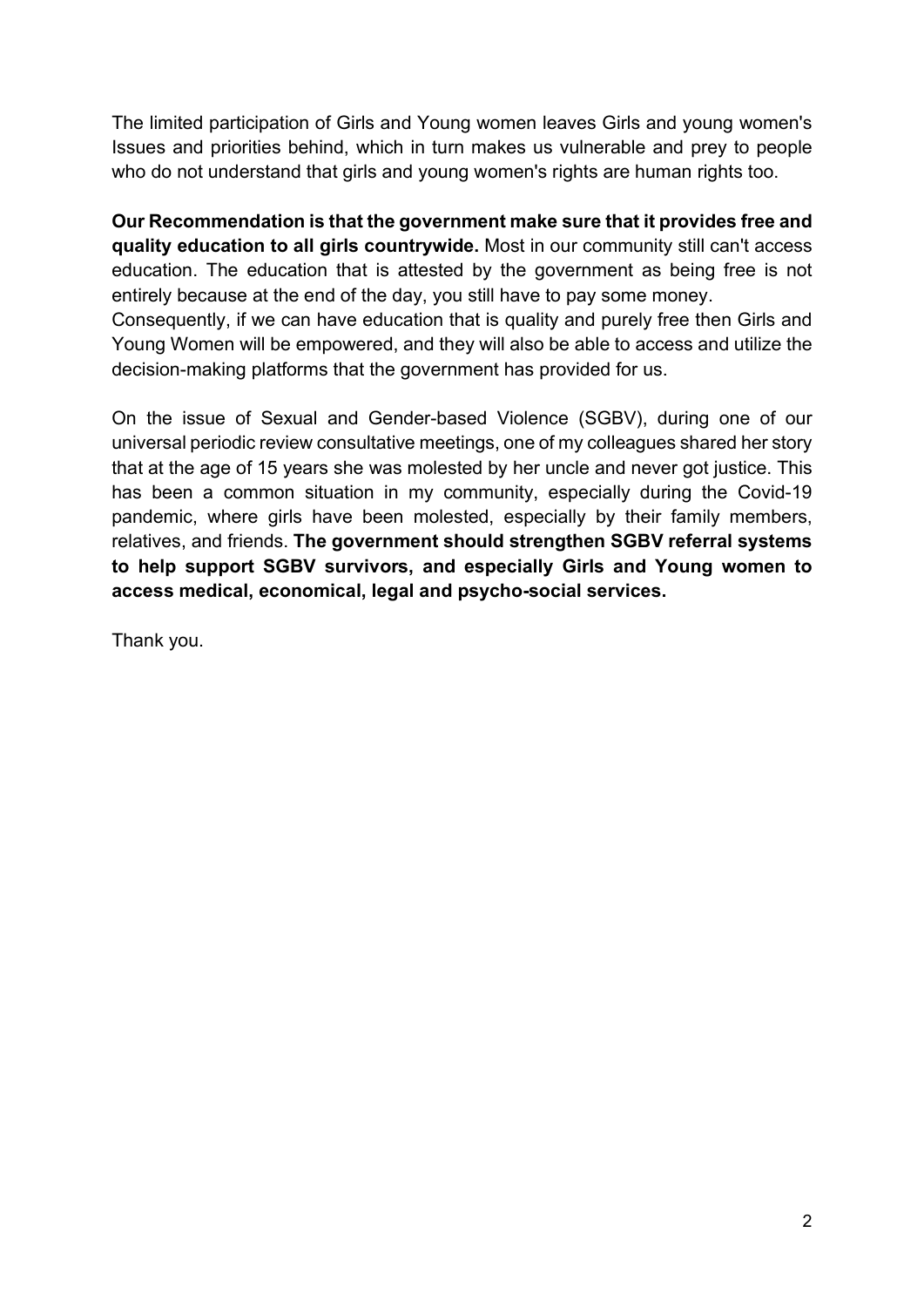The limited participation of Girls and Young women leaves Girls and young women's Issues and priorities behind, which in turn makes us vulnerable and prey to people who do not understand that girls and young women's rights are human rights too.

**Our Recommendation is that the government make sure that it provides free and quality education to all girls countrywide.** Most in our community still can't access education. The education that is attested by the government as being free is not entirely because at the end of the day, you still have to pay some money.
Consequently, if we can have education that is quality and purely free then Girls and Young Women will be empowered, and they will also be able to access and utilize the decision-making platforms that the government has provided for us.

On the issue of Sexual and Gender-based Violence (SGBV), during one of our universal periodic review consultative meetings, one of my colleagues shared her story that at the age of 15 years she was molested by her uncle and never got justice. This has been a common situation in my community, especially during the Covid-19 pandemic, where girls have been molested, especially by their family members, relatives, and friends. **The government should strengthen SGBV referral systems to help support SGBV survivors, and especially Girls and Young women to access medical, economical, legal and psycho-social services.**

Thank you.